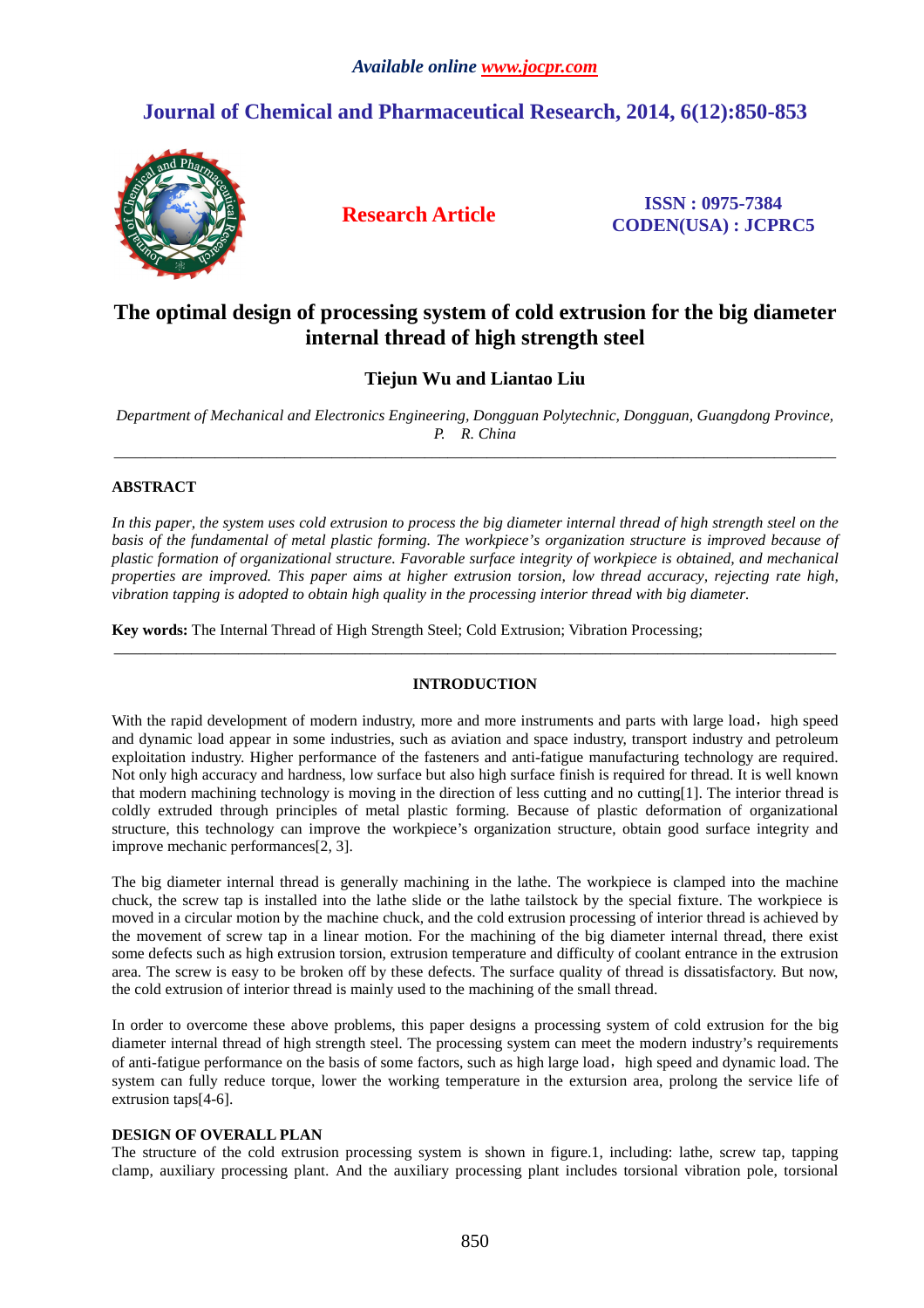# The optimal design of processing system of cold extrusion for the big diameter internal thread of high strength steel

**Tiejun Wu and Liantao Liu**

*Department of Mechanical and Electronics Engineering, Dongguan Polytechnic, Dongguan, Guangdong Province, P. R. China*

---

## ABSTRACT

*In this paper, the system uses cold extrusion to process the big diameter internal thread of high strength steel on the basis of the fundamental of metal plastic forming. The workpiece's organization structure is improved because of plastic formation of organizational structure. Favorable surface integrity of workpiece is obtained, and mechanical properties are improved. This paper aims at higher extrusion torsion, low thread accuracy, rejecting rate high, vibration tapping is adopted to obtain high quality in the processing interior thread with big diameter.*

**Key words:** The Internal Thread of High Strength Steel; Cold Extrusion; Vibration Processing;

---

## INTRODUCTION

With the rapid development of modern industry, more and more instruments and parts with large load，high speed and dynamic load appear in some industries, such as aviation and space industry, transport industry and petroleum exploitation industry. Higher performance of the fasteners and anti-fatigue manufacturing technology are required. Not only high accuracy and hardness, low surface but also high surface finish is required for thread. It is well known that modern machining technology is moving in the direction of less cutting and no cutting[1]. The interior thread is coldly extruded through principles of metal plastic forming. Because of plastic deformation of organizational structure, this technology can improve the workpiece's organization structure, obtain good surface integrity and improve mechanic performances[2, 3].

The big diameter internal thread is generally machining in the lathe. The workpiece is clamped into the machine chuck, the screw tap is installed into the lathe slide or the lathe tailstock by the special fixture. The workpiece is moved in a circular motion by the machine chuck, and the cold extrusion processing of interior thread is achieved by the movement of screw tap in a linear motion. For the machining of the big diameter internal thread, there exist some defects such as high extrusion torsion, extrusion temperature and difficulty of coolant entrance in the extrusion area. The screw is easy to be broken off by these defects. The surface quality of thread is dissatisfactory. But now, the cold extrusion of interior thread is mainly used to the machining of the small thread.

In order to overcome these above problems, this paper designs a processing system of cold extrusion for the big diameter internal thread of high strength steel. The processing system can meet the modern industry's requirements of anti-fatigue performance on the basis of some factors, such as high large load，high speed and dynamic load. The system can fully reduce torque, lower the working temperature in the extursion area, prolong the service life of extrusion taps[4-6].

### DESIGN OF OVERALL PLAN

The structure of the cold extrusion processing system is shown in figure.1, including: lathe, screw tap, tapping clamp, auxiliary processing plant. And the auxiliary processing plant includes torsional vibration pole, torsional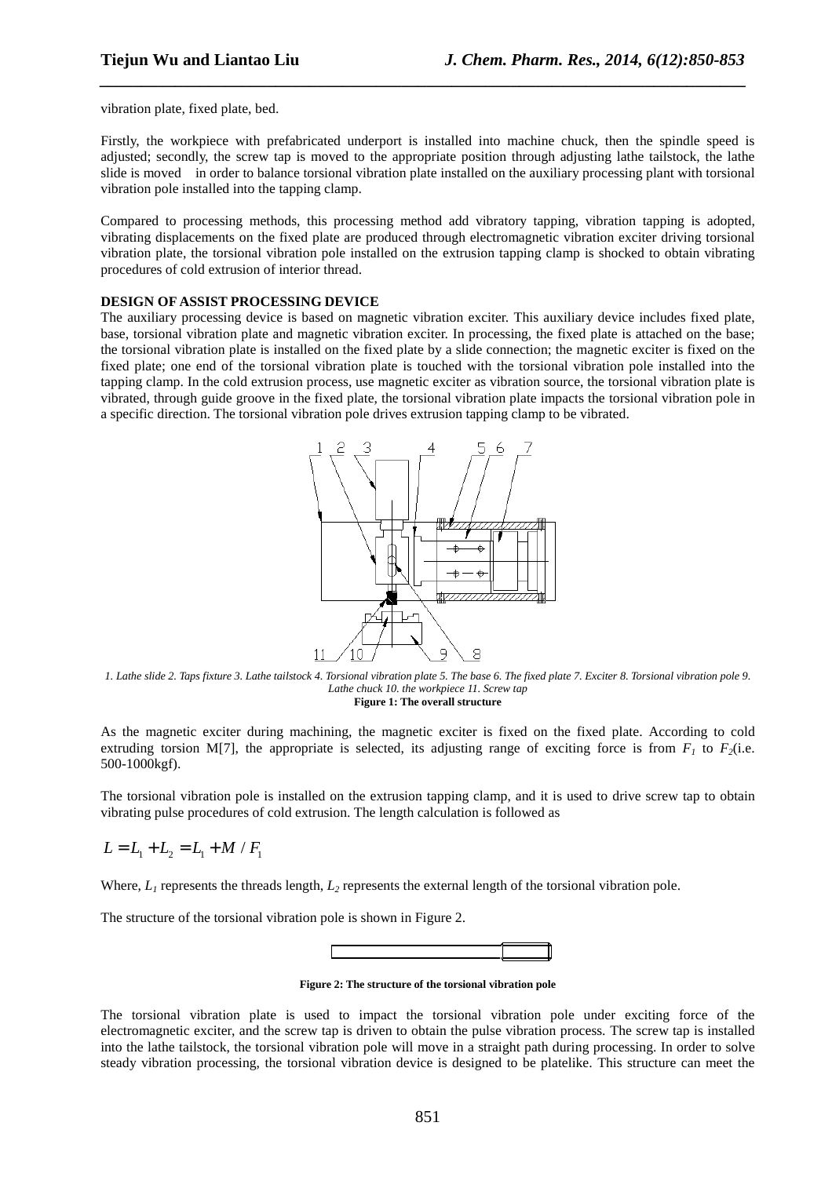vibration plate, fixed plate, bed.

Firstly, the workpiece with prefabricated underport is installed into machine chuck, then the spindle speed is adjusted; secondly, the screw tap is moved to the appropriate position through adjusting lathe tailstock, the lathe slide is moved in order to balance torsional vibration plate installed on the auxiliary processing plant with torsional vibration pole installed into the tapping clamp.

Compared to processing methods, this processing method add vibratory tapping, vibration tapping is adopted, vibrating displacements on the fixed plate are produced through electromagnetic vibration exciter driving torsional vibration plate, the torsional vibration pole installed on the extrusion tapping clamp is shocked to obtain vibrating procedures of cold extrusion of interior thread.

**DESIGN OF ASSIST PROCESSING DEVICE**

The auxiliary processing device is based on magnetic vibration exciter. This auxiliary device includes fixed plate, base, torsional vibration plate and magnetic vibration exciter. In processing, the fixed plate is attached on the base; the torsional vibration plate is installed on the fixed plate by a slide connection; the magnetic exciter is fixed on the fixed plate; one end of the torsional vibration plate is touched with the torsional vibration pole installed into the tapping clamp. In the cold extrusion process, use magnetic exciter as vibration source, the torsional vibration plate is vibrated, through guide groove in the fixed plate, the torsional vibration plate impacts the torsional vibration pole in a specific direction. The torsional vibration pole drives extrusion tapping clamp to be vibrated.

*1. Lathe slide 2. Taps fixture 3. Lathe tailstock 4. Torsional vibration plate 5. The base 6. The fixed plate 7. Exciter 8. Torsional vibration pole 9. Lathe chuck 10. the workpiece 11. Screw tap*

**Figure 1: The overall structure**

As the magnetic exciter during machining, the magnetic exciter is fixed on the fixed plate. According to cold extruding torsion M[7], the appropriate is selected, its adjusting range of exciting force is from $F_1$ to $F_2$(i.e. 500-1000kgf).

The torsional vibration pole is installed on the extrusion tapping clamp, and it is used to drive screw tap to obtain vibrating pulse procedures of cold extrusion. The length calculation is followed as

$$L = L_1 + L_2 = L_1 + M / F_1$$

Where, $L_1$ represents the threads length, $L_2$ represents the external length of the torsional vibration pole.

The structure of the torsional vibration pole is shown in Figure 2.

**Figure 2: The structure of the torsional vibration pole**

The torsional vibration plate is used to impact the torsional vibration pole under exciting force of the electromagnetic exciter, and the screw tap is driven to obtain the pulse vibration process. The screw tap is installed into the lathe tailstock, the torsional vibration pole will move in a straight path during processing. In order to solve steady vibration processing, the torsional vibration device is designed to be platelike. This structure can meet the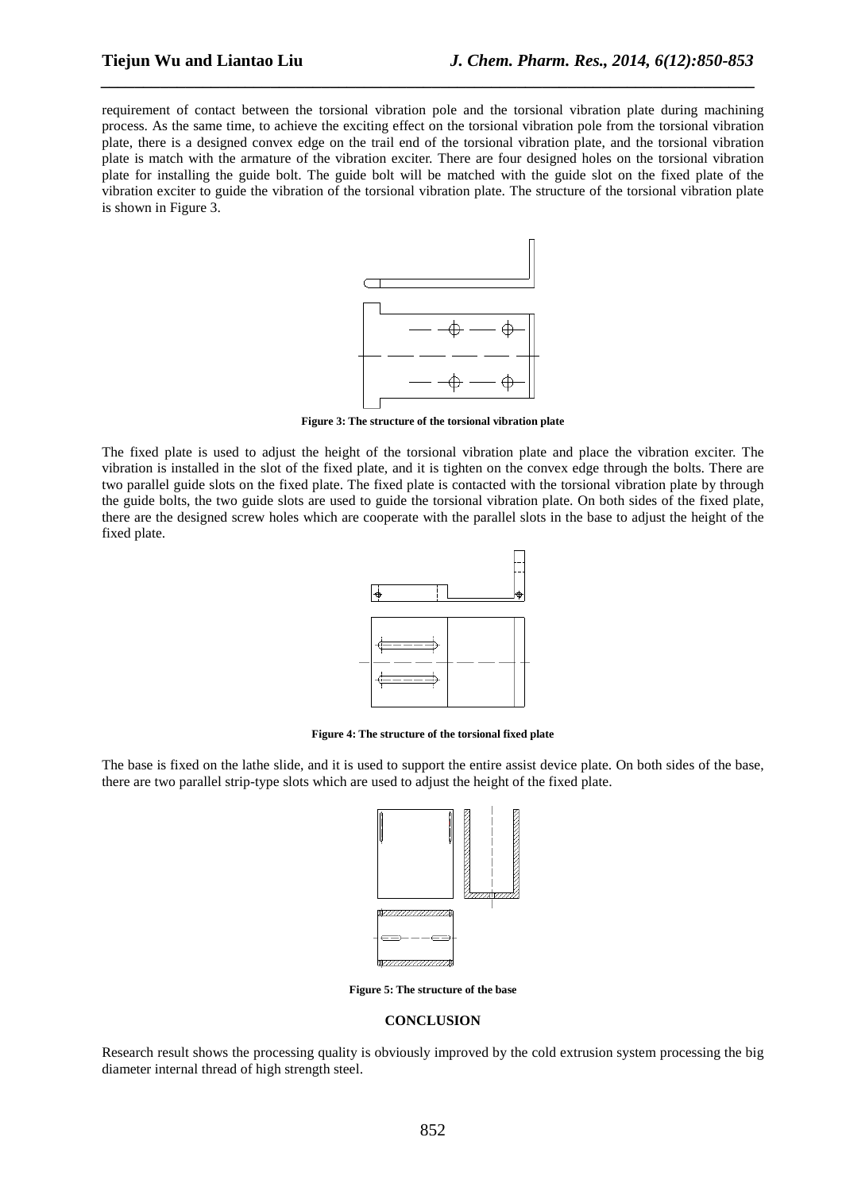requirement of contact between the torsional vibration pole and the torsional vibration plate during machining process. As the same time, to achieve the exciting effect on the torsional vibration pole from the torsional vibration plate, there is a designed convex edge on the trail end of the torsional vibration plate, and the torsional vibration plate is match with the armature of the vibration exciter. There are four designed holes on the torsional vibration plate for installing the guide bolt. The guide bolt will be matched with the guide slot on the fixed plate of the vibration exciter to guide the vibration of the torsional vibration plate. The structure of the torsional vibration plate is shown in Figure 3.

**Figure 3: The structure of the torsional vibration plate**

The fixed plate is used to adjust the height of the torsional vibration plate and place the vibration exciter. The vibration is installed in the slot of the fixed plate, and it is tighten on the convex edge through the bolts. There are two parallel guide slots on the fixed plate. The fixed plate is contacted with the torsional vibration plate by through the guide bolts, the two guide slots are used to guide the torsional vibration plate. On both sides of the fixed plate, there are the designed screw holes which are cooperate with the parallel slots in the base to adjust the height of the fixed plate.

**Figure 4: The structure of the torsional fixed plate**

The base is fixed on the lathe slide, and it is used to support the entire assist device plate. On both sides of the base, there are two parallel strip-type slots which are used to adjust the height of the fixed plate.

**Figure 5: The structure of the base**

## CONCLUSION

Research result shows the processing quality is obviously improved by the cold extrusion system processing the big diameter internal thread of high strength steel.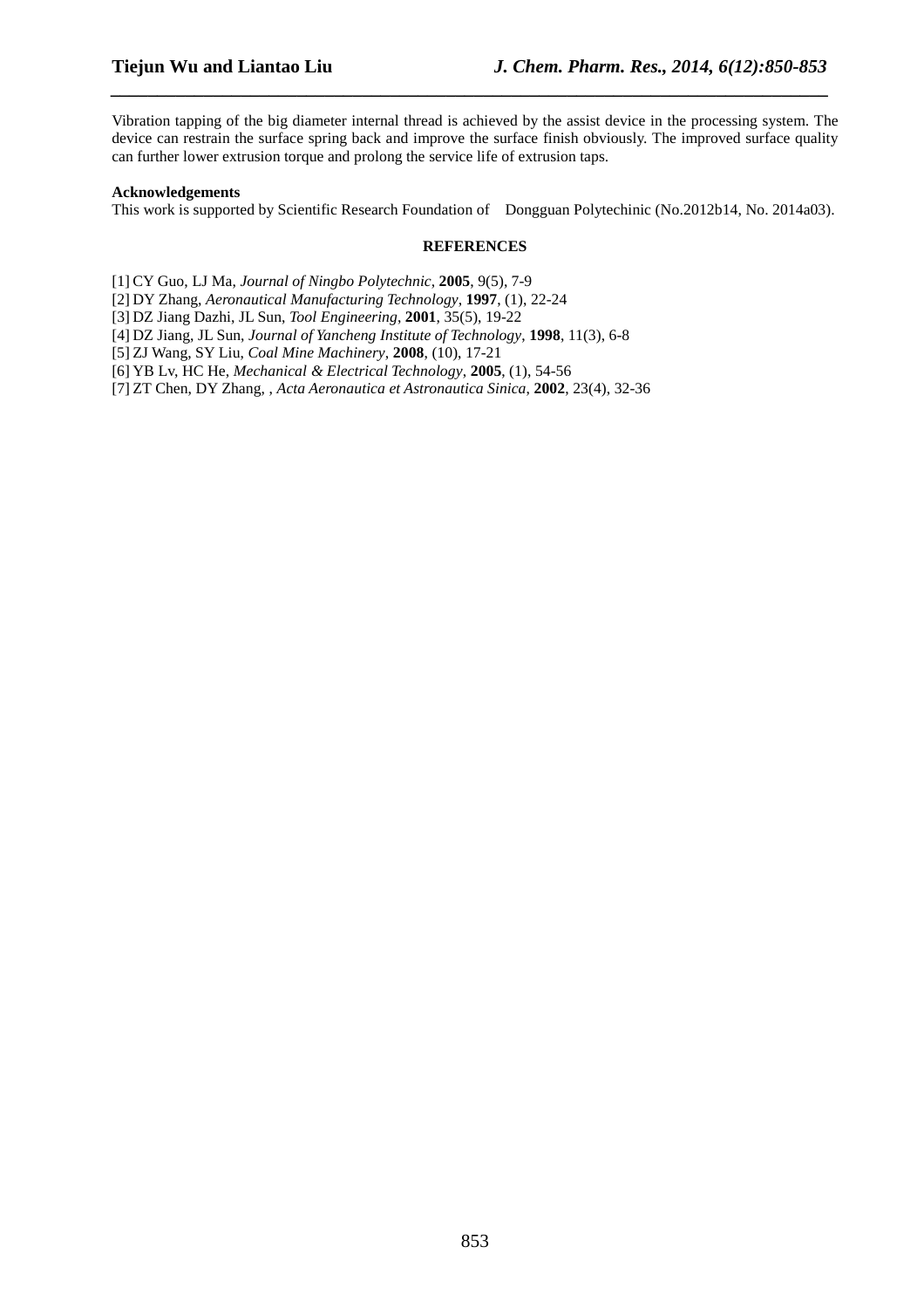Vibration tapping of the big diameter internal thread is achieved by the assist device in the processing system. The device can restrain the surface spring back and improve the surface finish obviously. The improved surface quality can further lower extrusion torque and prolong the service life of extrusion taps.

**Acknowledgements**

This work is supported by Scientific Research Foundation of Dongguan Polytechinic (No.2012b14, No. 2014a03).

## REFERENCES

[1] CY Guo, LJ Ma, *Journal of Ningbo Polytechnic*, **2005**, 9(5), 7-9

[2] DY Zhang, *Aeronautical Manufacturing Technology*, **1997**, (1), 22-24

[3] DZ Jiang Dazhi, JL Sun, *Tool Engineering*, **2001**, 35(5), 19-22

[4] DZ Jiang, JL Sun, *Journal of Yancheng Institute of Technology*, **1998**, 11(3), 6-8

[5] ZJ Wang, SY Liu, *Coal Mine Machinery*, **2008**, (10), 17-21

[6] YB Lv, HC He, *Mechanical & Electrical Technology*, **2005**, (1), 54-56

[7] ZT Chen, DY Zhang, , *Acta Aeronautica et Astronautica Sinica*, **2002**, 23(4), 32-36